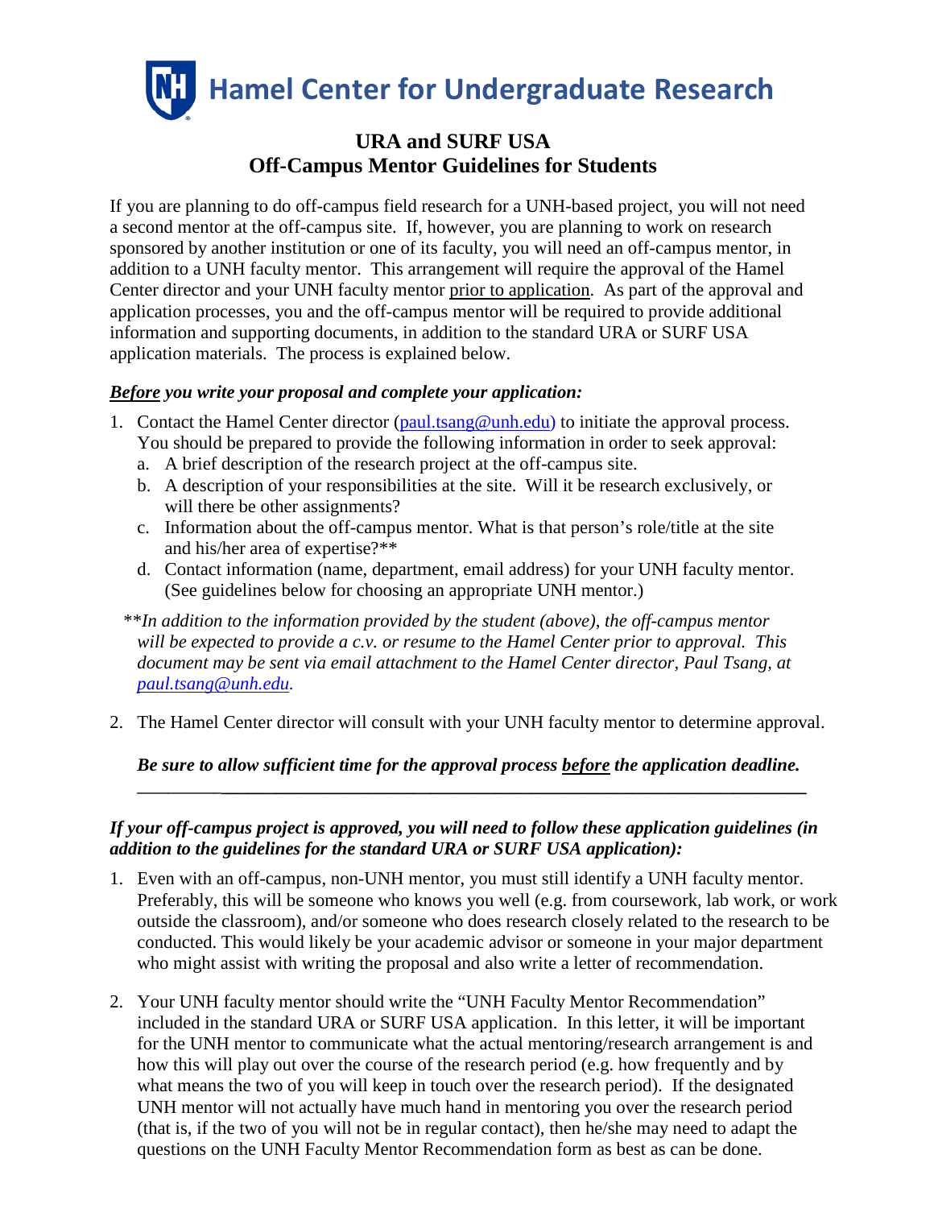# Hamel Center for Undergraduate Research

## URA and SURF USA
## Off-Campus Mentor Guidelines for Students

If you are planning to do off-campus field research for a UNH-based project, you will not need a second mentor at the off-campus site. If, however, you are planning to work on research sponsored by another institution or one of its faculty, you will need an off-campus mentor, in addition to a UNH faculty mentor. This arrangement will require the approval of the Hamel Center director and your UNH faculty mentor prior to application. As part of the approval and application processes, you and the off-campus mentor will be required to provide additional information and supporting documents, in addition to the standard URA or SURF USA application materials. The process is explained below.

***Before* you write your proposal and complete your application:**

1. Contact the Hamel Center director (paul.tsang@unh.edu) to initiate the approval process. You should be prepared to provide the following information in order to seek approval:
   a. A brief description of the research project at the off-campus site.
   b. A description of your responsibilities at the site. Will it be research exclusively, or will there be other assignments?
   c. Information about the off-campus mentor. What is that person's role/title at the site and his/her area of expertise?**
   d. Contact information (name, department, email address) for your UNH faculty mentor. (See guidelines below for choosing an appropriate UNH mentor.)

*\*\*In addition to the information provided by the student (above), the off-campus mentor will be expected to provide a c.v. or resume to the Hamel Center prior to approval. This document may be sent via email attachment to the Hamel Center director, Paul Tsang, at paul.tsang@unh.edu.*

2. The Hamel Center director will consult with your UNH faculty mentor to determine approval.

***Be sure to allow sufficient time for the approval process before the application deadline.***

---

***If your off-campus project is approved, you will need to follow these application guidelines (in addition to the guidelines for the standard URA or SURF USA application):***

1. Even with an off-campus, non-UNH mentor, you must still identify a UNH faculty mentor. Preferably, this will be someone who knows you well (e.g. from coursework, lab work, or work outside the classroom), and/or someone who does research closely related to the research to be conducted. This would likely be your academic advisor or someone in your major department who might assist with writing the proposal and also write a letter of recommendation.

2. Your UNH faculty mentor should write the "UNH Faculty Mentor Recommendation" included in the standard URA or SURF USA application. In this letter, it will be important for the UNH mentor to communicate what the actual mentoring/research arrangement is and how this will play out over the course of the research period (e.g. how frequently and by what means the two of you will keep in touch over the research period). If the designated UNH mentor will not actually have much hand in mentoring you over the research period (that is, if the two of you will not be in regular contact), then he/she may need to adapt the questions on the UNH Faculty Mentor Recommendation form as best as can be done.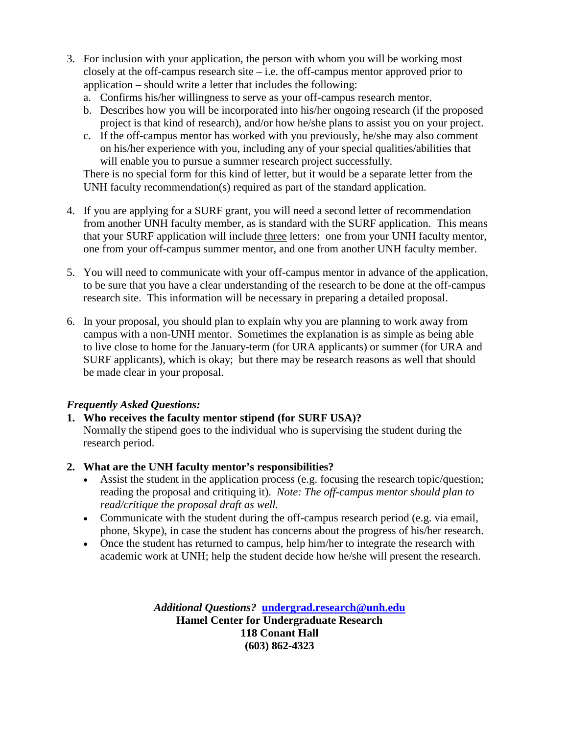3. For inclusion with your application, the person with whom you will be working most closely at the off-campus research site – i.e. the off-campus mentor approved prior to application – should write a letter that includes the following:
   a. Confirms his/her willingness to serve as your off-campus research mentor.
   b. Describes how you will be incorporated into his/her ongoing research (if the proposed project is that kind of research), and/or how he/she plans to assist you on your project.
   c. If the off-campus mentor has worked with you previously, he/she may also comment on his/her experience with you, including any of your special qualities/abilities that will enable you to pursue a summer research project successfully.

   There is no special form for this kind of letter, but it would be a separate letter from the UNH faculty recommendation(s) required as part of the standard application.

4. If you are applying for a SURF grant, you will need a second letter of recommendation from another UNH faculty member, as is standard with the SURF application. This means that your SURF application will include <u>three</u> letters: one from your UNH faculty mentor, one from your off-campus summer mentor, and one from another UNH faculty member.

5. You will need to communicate with your off-campus mentor in advance of the application, to be sure that you have a clear understanding of the research to be done at the off-campus research site. This information will be necessary in preparing a detailed proposal.

6. In your proposal, you should plan to explain why you are planning to work away from campus with a non-UNH mentor. Sometimes the explanation is as simple as being able to live close to home for the January-term (for URA applicants) or summer (for URA and SURF applicants), which is okay; but there may be research reasons as well that should be made clear in your proposal.

***Frequently Asked Questions:***

1. **Who receives the faculty mentor stipend (for SURF USA)?**
   Normally the stipend goes to the individual who is supervising the student during the research period.

2. **What are the UNH faculty mentor's responsibilities?**
   - Assist the student in the application process (e.g. focusing the research topic/question; reading the proposal and critiquing it). *Note: The off-campus mentor should plan to read/critique the proposal draft as well.*
   - Communicate with the student during the off-campus research period (e.g. via email, phone, Skype), in case the student has concerns about the progress of his/her research.
   - Once the student has returned to campus, help him/her to integrate the research with academic work at UNH; help the student decide how he/she will present the research.

***Additional Questions?*** **undergrad.research@unh.edu**
**Hamel Center for Undergraduate Research**
**118 Conant Hall**
**(603) 862-4323**